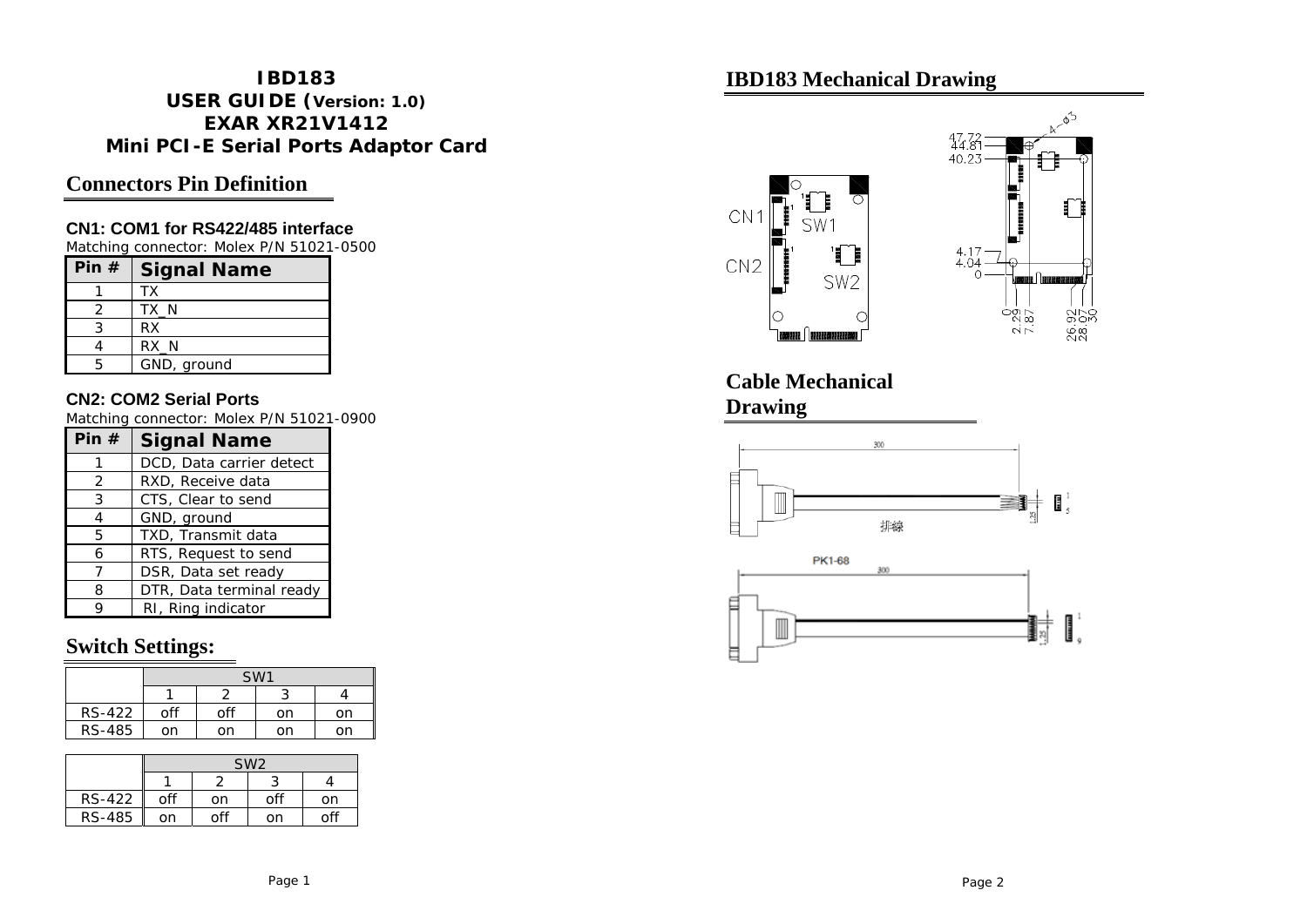# IBD183
# USER GUIDE (Version: 1.0)
# EXAR XR21V1412
# Mini PCI-E Serial Ports Adaptor Card

## Connectors Pin Definition

### CN1: COM1 for RS422/485 interface

Matching connector: Molex P/N 51021-0500

| Pin # | Signal Name |
|---|---|
| 1 | TX |
| 2 | TX_N |
| 3 | RX |
| 4 | RX_N |
| 5 | GND, ground |

### CN2: COM2 Serial Ports

Matching connector: Molex P/N 51021-0900

| Pin # | Signal Name |
|---|---|
| 1 | DCD, Data carrier detect |
| 2 | RXD, Receive data |
| 3 | CTS, Clear to send |
| 4 | GND, ground |
| 5 | TXD, Transmit data |
| 6 | RTS, Request to send |
| 7 | DSR, Data set ready |
| 8 | DTR, Data terminal ready |
| 9 | RI, Ring indicator |

## Switch Settings:

| | SW1 | | | |
|---|---|---|---|---|
| | 1 | 2 | 3 | 4 |
| RS-422 | off | off | on | on |
| RS-485 | on | on | on | on |

| | SW2 | | | |
|---|---|---|---|---|
| | 1 | 2 | 3 | 4 |
| RS-422 | off | on | off | on |
| RS-485 | on | off | on | off |

## IBD183 Mechanical Drawing

CN1 SW1 CN2 SW2

47.72 44.81 40.23 4.17 4.04 0 4-φ3

0 2.29 7.87 26.92 28.07 30

## Cable Mechanical Drawing

300 排線 1.25 1 5

PK1-68

300 1.25 1 9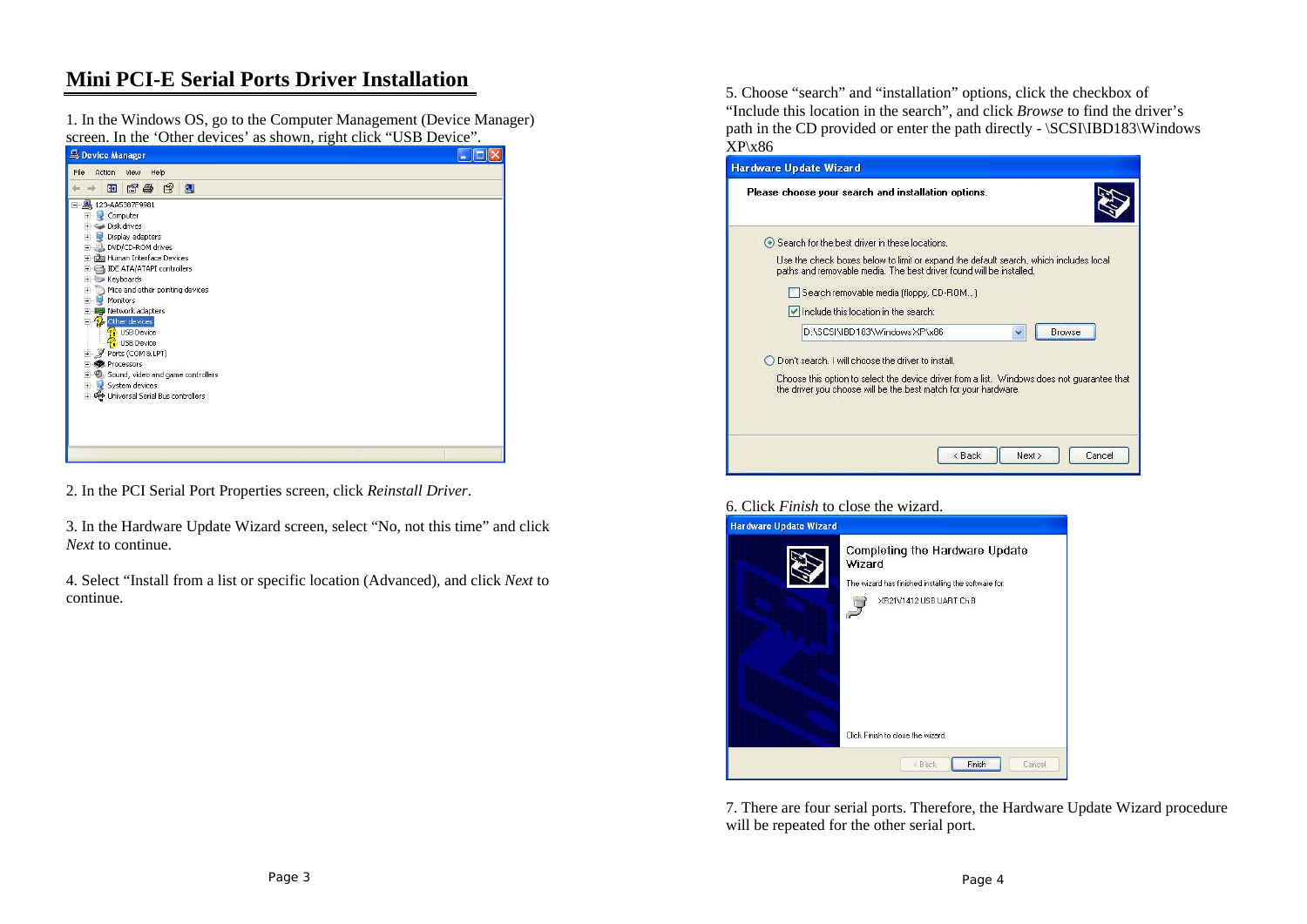# Mini PCI-E Serial Ports Driver Installation

1. In the Windows OS, go to the Computer Management (Device Manager) screen. In the 'Other devices' as shown, right click "USB Device".

2. In the PCI Serial Port Properties screen, click *Reinstall Driver*.

3. In the Hardware Update Wizard screen, select "No, not this time" and click *Next* to continue.

4. Select "Install from a list or specific location (Advanced), and click *Next* to continue.

5. Choose "search" and "installation" options, click the checkbox of "Include this location in the search", and click *Browse* to find the driver's path in the CD provided or enter the path directly - \SCSI\IBD183\Windows XP\x86

6. Click *Finish* to close the wizard.

7. There are four serial ports. Therefore, the Hardware Update Wizard procedure will be repeated for the other serial port.